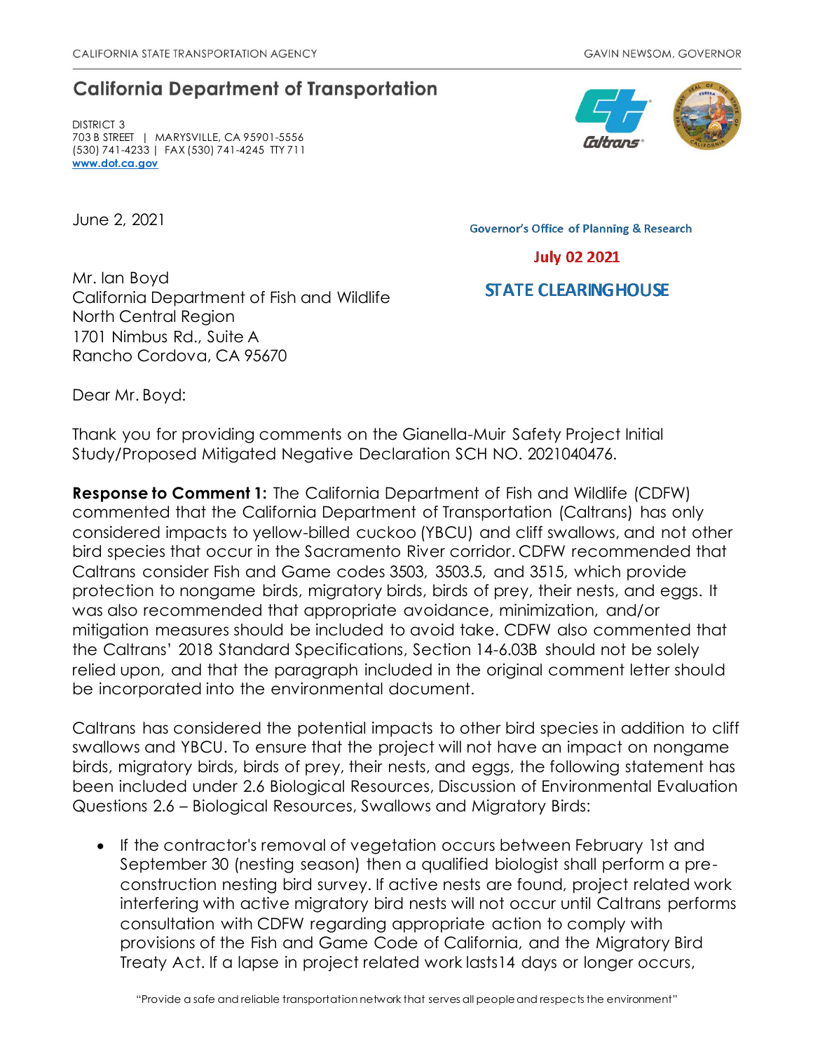CALIFORNIA STATE TRANSPORTATION AGENCY GAVIN NEWSOM, GOVERNOR

## California Department of Transportation

DISTRICT 3
703 B STREET | MARYSVILLE, CA 95901-5556
(530) 741-4233 | FAX (530) 741-4245 TTY 711
www.dot.ca.gov

June 2, 2021

Governor's Office of Planning & Research

July 02 2021

STATE CLEARINGHOUSE

Mr. Ian Boyd
California Department of Fish and Wildlife
North Central Region
1701 Nimbus Rd., Suite A
Rancho Cordova, CA 95670

Dear Mr. Boyd:

Thank you for providing comments on the Gianella-Muir Safety Project Initial Study/Proposed Mitigated Negative Declaration SCH NO. 2021040476.

**Response to Comment 1:** The California Department of Fish and Wildlife (CDFW) commented that the California Department of Transportation (Caltrans) has only considered impacts to yellow-billed cuckoo (YBCU) and cliff swallows, and not other bird species that occur in the Sacramento River corridor. CDFW recommended that Caltrans consider Fish and Game codes 3503, 3503.5, and 3515, which provide protection to nongame birds, migratory birds, birds of prey, their nests, and eggs. It was also recommended that appropriate avoidance, minimization, and/or mitigation measures should be included to avoid take. CDFW also commented that the Caltrans' 2018 Standard Specifications, Section 14-6.03B should not be solely relied upon, and that the paragraph included in the original comment letter should be incorporated into the environmental document.

Caltrans has considered the potential impacts to other bird species in addition to cliff swallows and YBCU. To ensure that the project will not have an impact on nongame birds, migratory birds, birds of prey, their nests, and eggs, the following statement has been included under 2.6 Biological Resources, Discussion of Environmental Evaluation Questions 2.6 – Biological Resources, Swallows and Migratory Birds:

- If the contractor's removal of vegetation occurs between February 1st and September 30 (nesting season) then a qualified biologist shall perform a pre-construction nesting bird survey. If active nests are found, project related work interfering with active migratory bird nests will not occur until Caltrans performs consultation with CDFW regarding appropriate action to comply with provisions of the Fish and Game Code of California, and the Migratory Bird Treaty Act. If a lapse in project related work lasts14 days or longer occurs,

"Provide a safe and reliable transportation network that serves all people and respects the environment"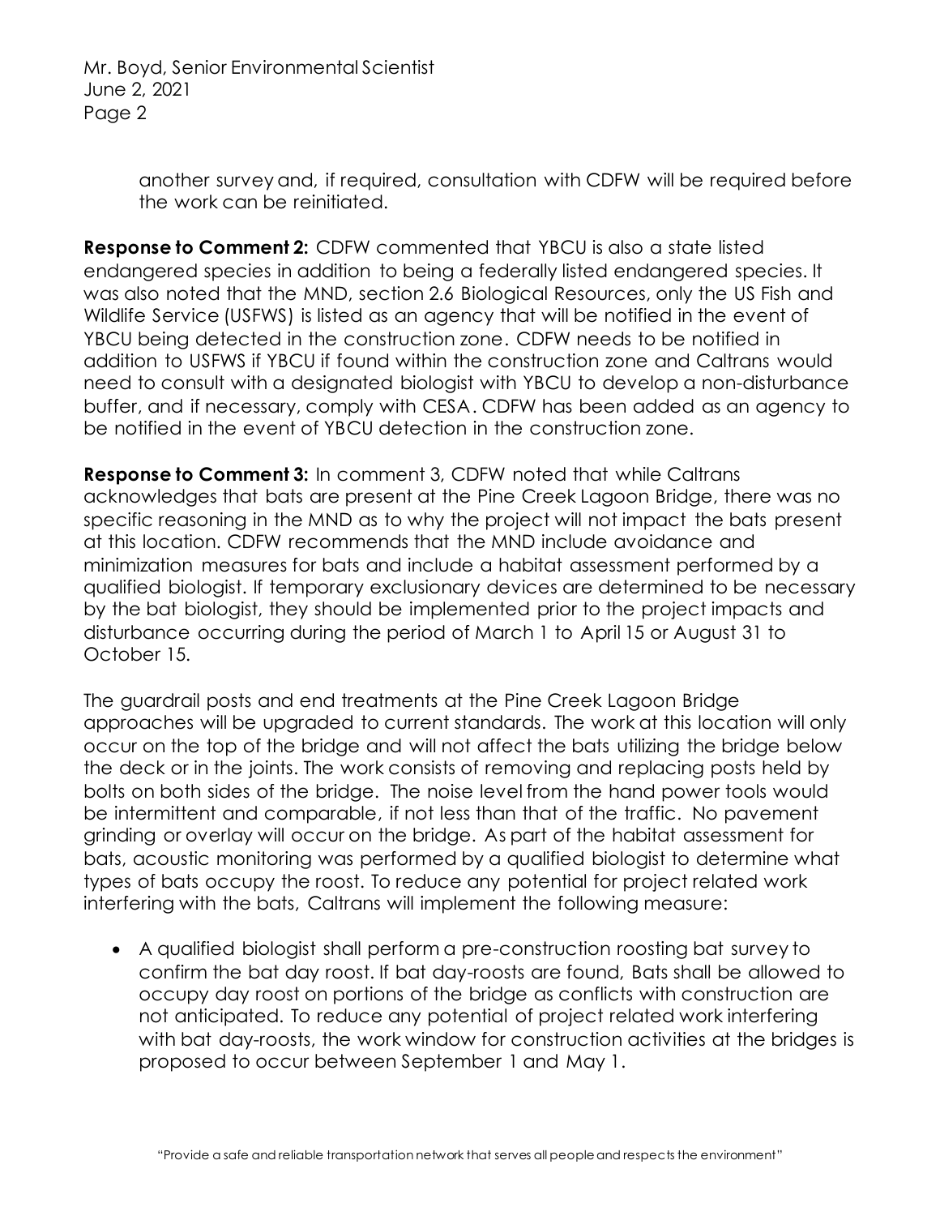another survey and, if required, consultation with CDFW will be required before the work can be reinitiated.

**Response to Comment 2:** CDFW commented that YBCU is also a state listed endangered species in addition to being a federally listed endangered species. It was also noted that the MND, section 2.6 Biological Resources, only the US Fish and Wildlife Service (USFWS) is listed as an agency that will be notified in the event of YBCU being detected in the construction zone. CDFW needs to be notified in addition to USFWS if YBCU if found within the construction zone and Caltrans would need to consult with a designated biologist with YBCU to develop a non-disturbance buffer, and if necessary, comply with CESA. CDFW has been added as an agency to be notified in the event of YBCU detection in the construction zone.

**Response to Comment 3:** In comment 3, CDFW noted that while Caltrans acknowledges that bats are present at the Pine Creek Lagoon Bridge, there was no specific reasoning in the MND as to why the project will not impact the bats present at this location. CDFW recommends that the MND include avoidance and minimization measures for bats and include a habitat assessment performed by a qualified biologist. If temporary exclusionary devices are determined to be necessary by the bat biologist, they should be implemented prior to the project impacts and disturbance occurring during the period of March 1 to April 15 or August 31 to October 15.

The guardrail posts and end treatments at the Pine Creek Lagoon Bridge approaches will be upgraded to current standards. The work at this location will only occur on the top of the bridge and will not affect the bats utilizing the bridge below the deck or in the joints. The work consists of removing and replacing posts held by bolts on both sides of the bridge. The noise level from the hand power tools would be intermittent and comparable, if not less than that of the traffic. No pavement grinding or overlay will occur on the bridge. As part of the habitat assessment for bats, acoustic monitoring was performed by a qualified biologist to determine what types of bats occupy the roost. To reduce any potential for project related work interfering with the bats, Caltrans will implement the following measure:

- A qualified biologist shall perform a pre-construction roosting bat survey to confirm the bat day roost. If bat day-roosts are found, Bats shall be allowed to occupy day roost on portions of the bridge as conflicts with construction are not anticipated. To reduce any potential of project related work interfering with bat day-roosts, the work window for construction activities at the bridges is proposed to occur between September 1 and May 1.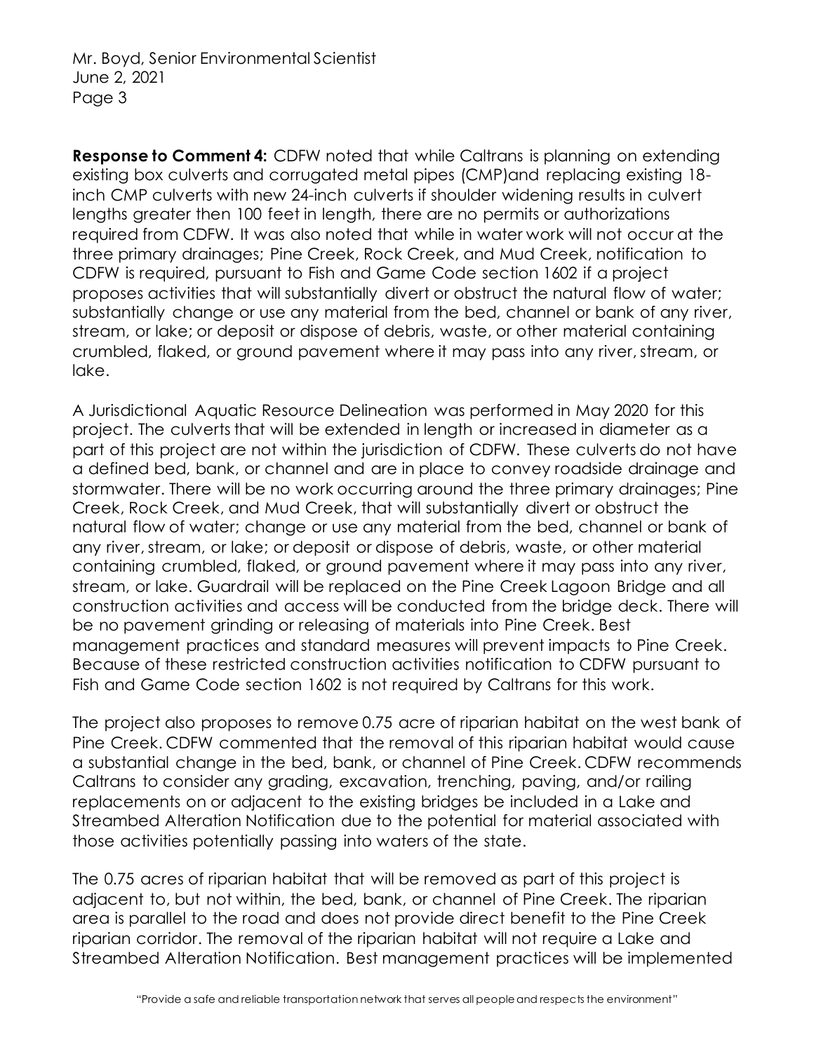**Response to Comment 4:** CDFW noted that while Caltrans is planning on extending existing box culverts and corrugated metal pipes (CMP)and replacing existing 18-inch CMP culverts with new 24-inch culverts if shoulder widening results in culvert lengths greater then 100 feet in length, there are no permits or authorizations required from CDFW. It was also noted that while in water work will not occur at the three primary drainages; Pine Creek, Rock Creek, and Mud Creek, notification to CDFW is required, pursuant to Fish and Game Code section 1602 if a project proposes activities that will substantially divert or obstruct the natural flow of water; substantially change or use any material from the bed, channel or bank of any river, stream, or lake; or deposit or dispose of debris, waste, or other material containing crumbled, flaked, or ground pavement where it may pass into any river, stream, or lake.

A Jurisdictional Aquatic Resource Delineation was performed in May 2020 for this project. The culverts that will be extended in length or increased in diameter as a part of this project are not within the jurisdiction of CDFW. These culverts do not have a defined bed, bank, or channel and are in place to convey roadside drainage and stormwater. There will be no work occurring around the three primary drainages; Pine Creek, Rock Creek, and Mud Creek, that will substantially divert or obstruct the natural flow of water; change or use any material from the bed, channel or bank of any river, stream, or lake; or deposit or dispose of debris, waste, or other material containing crumbled, flaked, or ground pavement where it may pass into any river, stream, or lake. Guardrail will be replaced on the Pine Creek Lagoon Bridge and all construction activities and access will be conducted from the bridge deck. There will be no pavement grinding or releasing of materials into Pine Creek. Best management practices and standard measures will prevent impacts to Pine Creek. Because of these restricted construction activities notification to CDFW pursuant to Fish and Game Code section 1602 is not required by Caltrans for this work.

The project also proposes to remove 0.75 acre of riparian habitat on the west bank of Pine Creek. CDFW commented that the removal of this riparian habitat would cause a substantial change in the bed, bank, or channel of Pine Creek. CDFW recommends Caltrans to consider any grading, excavation, trenching, paving, and/or railing replacements on or adjacent to the existing bridges be included in a Lake and Streambed Alteration Notification due to the potential for material associated with those activities potentially passing into waters of the state.

The 0.75 acres of riparian habitat that will be removed as part of this project is adjacent to, but not within, the bed, bank, or channel of Pine Creek. The riparian area is parallel to the road and does not provide direct benefit to the Pine Creek riparian corridor. The removal of the riparian habitat will not require a Lake and Streambed Alteration Notification. Best management practices will be implemented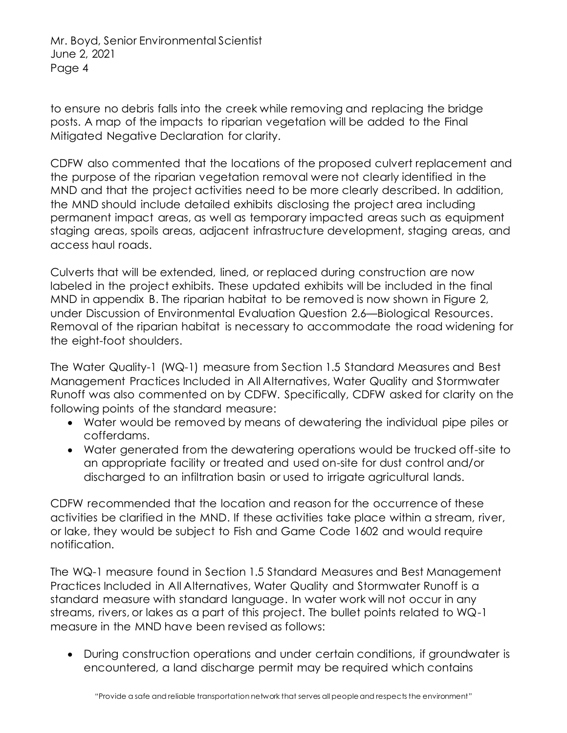to ensure no debris falls into the creek while removing and replacing the bridge posts. A map of the impacts to riparian vegetation will be added to the Final Mitigated Negative Declaration for clarity.

CDFW also commented that the locations of the proposed culvert replacement and the purpose of the riparian vegetation removal were not clearly identified in the MND and that the project activities need to be more clearly described. In addition, the MND should include detailed exhibits disclosing the project area including permanent impact areas, as well as temporary impacted areas such as equipment staging areas, spoils areas, adjacent infrastructure development, staging areas, and access haul roads.

Culverts that will be extended, lined, or replaced during construction are now labeled in the project exhibits. These updated exhibits will be included in the final MND in appendix B. The riparian habitat to be removed is now shown in Figure 2, under Discussion of Environmental Evaluation Question 2.6—Biological Resources. Removal of the riparian habitat is necessary to accommodate the road widening for the eight-foot shoulders.

The Water Quality-1 (WQ-1) measure from Section 1.5 Standard Measures and Best Management Practices Included in All Alternatives, Water Quality and Stormwater Runoff was also commented on by CDFW. Specifically, CDFW asked for clarity on the following points of the standard measure:

- Water would be removed by means of dewatering the individual pipe piles or cofferdams.
- Water generated from the dewatering operations would be trucked off-site to an appropriate facility or treated and used on-site for dust control and/or discharged to an infiltration basin or used to irrigate agricultural lands.

CDFW recommended that the location and reason for the occurrence of these activities be clarified in the MND. If these activities take place within a stream, river, or lake, they would be subject to Fish and Game Code 1602 and would require notification.

The WQ-1 measure found in Section 1.5 Standard Measures and Best Management Practices Included in All Alternatives, Water Quality and Stormwater Runoff is a standard measure with standard language. In water work will not occur in any streams, rivers, or lakes as a part of this project. The bullet points related to WQ-1 measure in the MND have been revised as follows:

- During construction operations and under certain conditions, if groundwater is encountered, a land discharge permit may be required which contains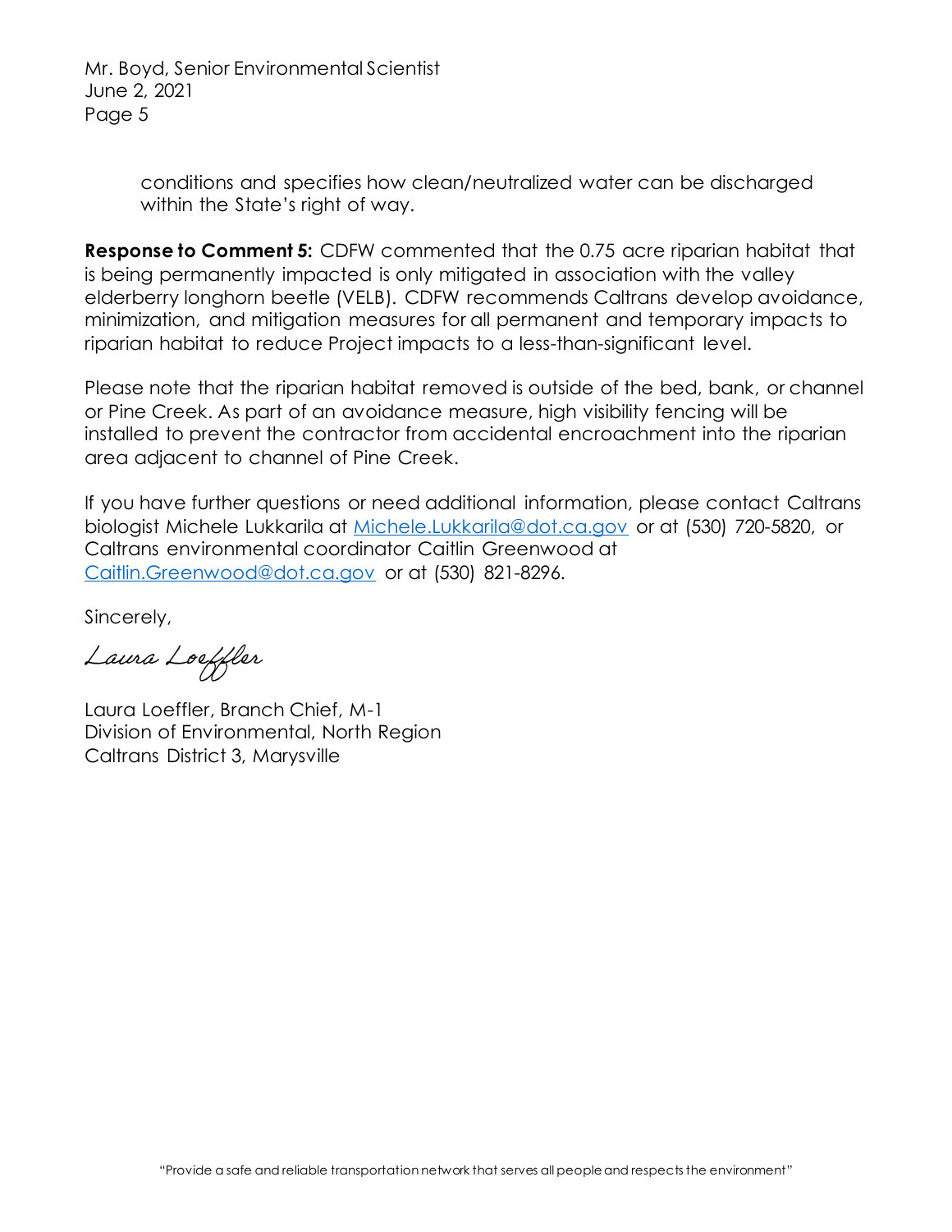conditions and specifies how clean/neutralized water can be discharged within the State's right of way.

**Response to Comment 5:** CDFW commented that the 0.75 acre riparian habitat that is being permanently impacted is only mitigated in association with the valley elderberry longhorn beetle (VELB). CDFW recommends Caltrans develop avoidance, minimization, and mitigation measures for all permanent and temporary impacts to riparian habitat to reduce Project impacts to a less-than-significant level.

Please note that the riparian habitat removed is outside of the bed, bank, or channel or Pine Creek. As part of an avoidance measure, high visibility fencing will be installed to prevent the contractor from accidental encroachment into the riparian area adjacent to channel of Pine Creek.

If you have further questions or need additional information, please contact Caltrans biologist Michele Lukkarila at Michele.Lukkarila@dot.ca.gov or at (530) 720-5820, or Caltrans environmental coordinator Caitlin Greenwood at Caitlin.Greenwood@dot.ca.gov or at (530) 821-8296.

Sincerely,

*Laura Loeffler*

Laura Loeffler, Branch Chief, M-1
Division of Environmental, North Region
Caltrans District 3, Marysville